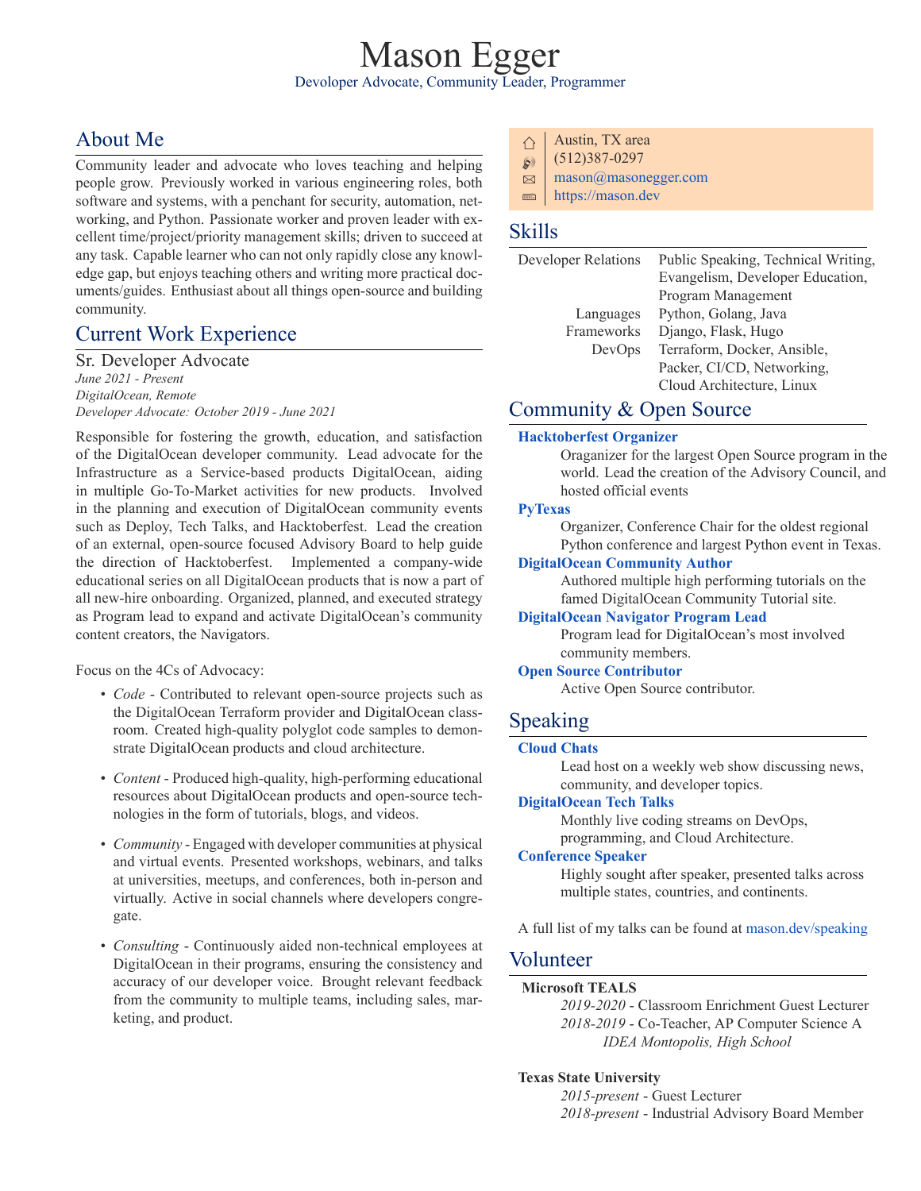# Mason Egger

Developer Advocate, Community Leader, Programmer

## About Me

Community leader and advocate who loves teaching and helping people grow. Previously worked in various engineering roles, both software and systems, with a penchant for security, automation, networking, and Python. Passionate worker and proven leader with excellent time/project/priority management skills; driven to succeed at any task. Capable learner who can not only rapidly close any knowledge gap, but enjoys teaching others and writing more practical documents/guides. Enthusiast about all things open-source and building community.

## Current Work Experience

### Sr. Developer Advocate

*June 2021 - Present*
*DigitalOcean, Remote*
*Developer Advocate: October 2019 - June 2021*

Responsible for fostering the growth, education, and satisfaction of the DigitalOcean developer community. Lead advocate for the Infrastructure as a Service-based products DigitalOcean, aiding in multiple Go-To-Market activities for new products. Involved in the planning and execution of DigitalOcean community events such as Deploy, Tech Talks, and Hacktoberfest. Lead the creation of an external, open-source focused Advisory Board to help guide the direction of Hacktoberfest. Implemented a company-wide educational series on all DigitalOcean products that is now a part of all new-hire onboarding. Organized, planned, and executed strategy as Program lead to expand and activate DigitalOcean's community content creators, the Navigators.

Focus on the 4Cs of Advocacy:

- *Code* - Contributed to relevant open-source projects such as the DigitalOcean Terraform provider and DigitalOcean classroom. Created high-quality polyglot code samples to demonstrate DigitalOcean products and cloud architecture.
- *Content* - Produced high-quality, high-performing educational resources about DigitalOcean products and open-source technologies in the form of tutorials, blogs, and videos.
- *Community* - Engaged with developer communities at physical and virtual events. Presented workshops, webinars, and talks at universities, meetups, and conferences, both in-person and virtually. Active in social channels where developers congregate.
- *Consulting* - Continuously aided non-technical employees at DigitalOcean in their programs, ensuring the consistency and accuracy of our developer voice. Brought relevant feedback from the community to multiple teams, including sales, marketing, and product.

---

- Austin, TX area
- (512)387-0297
- mason@masonegger.com
- https://mason.dev

## Skills

| | |
|---|---|
| Developer Relations | Public Speaking, Technical Writing, Evangelism, Developer Education, Program Management |
| Languages | Python, Golang, Java |
| Frameworks | Django, Flask, Hugo |
| DevOps | Terraform, Docker, Ansible, Packer, CI/CD, Networking, Cloud Architecture, Linux |

## Community & Open Source

**Hacktoberfest Organizer**
Oraganizer for the largest Open Source program in the world. Lead the creation of the Advisory Council, and hosted official events

**PyTexas**
Organizer, Conference Chair for the oldest regional Python conference and largest Python event in Texas.

**DigitalOcean Community Author**
Authored multiple high performing tutorials on the famed DigitalOcean Community Tutorial site.

**DigitalOcean Navigator Program Lead**
Program lead for DigitalOcean's most involved community members.

**Open Source Contributor**
Active Open Source contributor.

## Speaking

**Cloud Chats**
Lead host on a weekly web show discussing news, community, and developer topics.

**DigitalOcean Tech Talks**
Monthly live coding streams on DevOps, programming, and Cloud Architecture.

**Conference Speaker**
Highly sought after speaker, presented talks across multiple states, countries, and continents.

A full list of my talks can be found at mason.dev/speaking

## Volunteer

**Microsoft TEALS**
*2019-2020* - Classroom Enrichment Guest Lecturer
*2018-2019* - Co-Teacher, AP Computer Science A
*IDEA Montopolis, High School*

**Texas State University**
*2015-present* - Guest Lecturer
*2018-present* - Industrial Advisory Board Member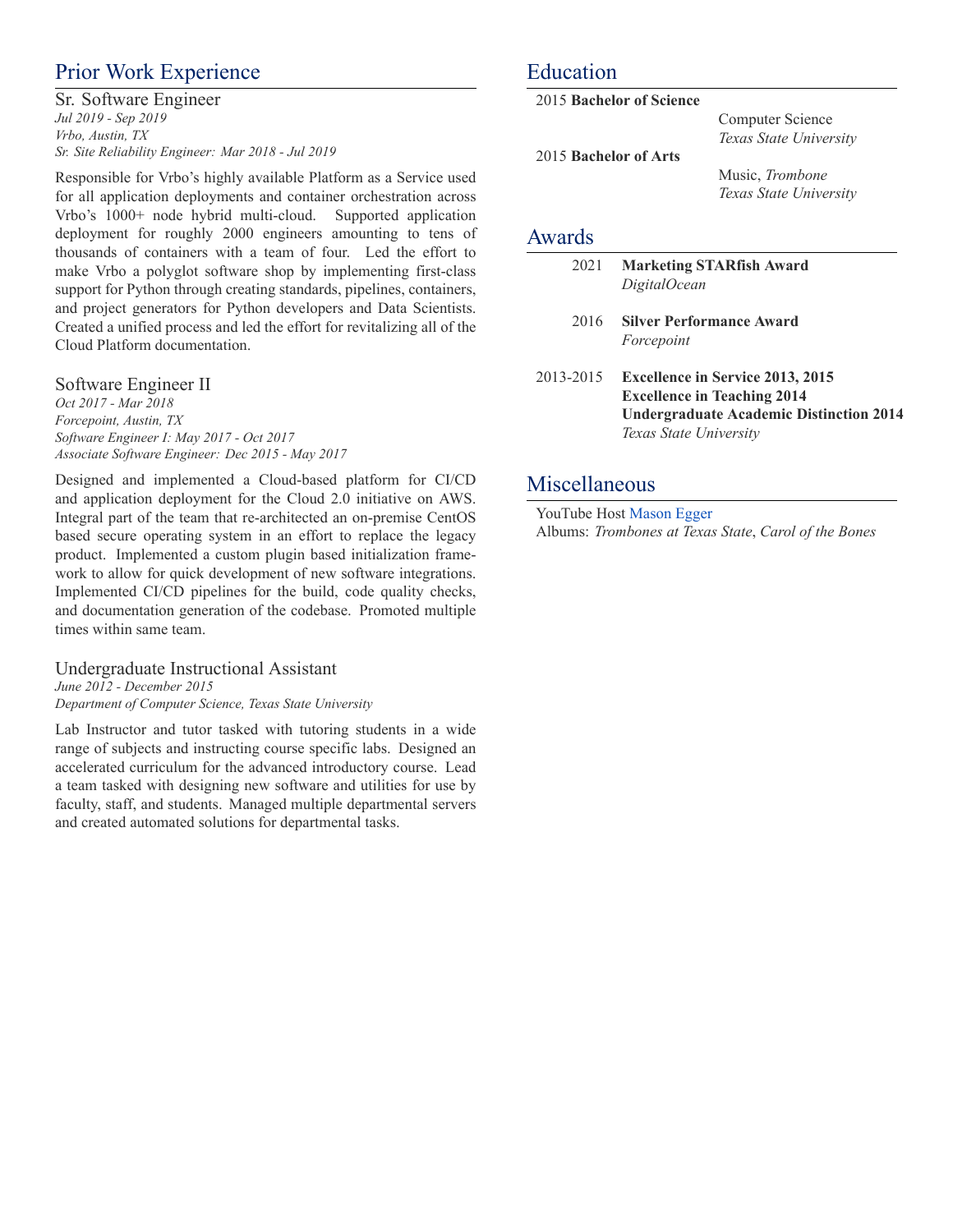## Prior Work Experience

### Sr. Software Engineer

*Jul 2019 - Sep 2019*
*Vrbo, Austin, TX*
*Sr. Site Reliability Engineer: Mar 2018 - Jul 2019*

Responsible for Vrbo's highly available Platform as a Service used for all application deployments and container orchestration across Vrbo's 1000+ node hybrid multi-cloud. Supported application deployment for roughly 2000 engineers amounting to tens of thousands of containers with a team of four. Led the effort to make Vrbo a polyglot software shop by implementing first-class support for Python through creating standards, pipelines, containers, and project generators for Python developers and Data Scientists. Created a unified process and led the effort for revitalizing all of the Cloud Platform documentation.

### Software Engineer II

*Oct 2017 - Mar 2018*
*Forcepoint, Austin, TX*
*Software Engineer I: May 2017 - Oct 2017*
*Associate Software Engineer: Dec 2015 - May 2017*

Designed and implemented a Cloud-based platform for CI/CD and application deployment for the Cloud 2.0 initiative on AWS. Integral part of the team that re-architected an on-premise CentOS based secure operating system in an effort to replace the legacy product. Implemented a custom plugin based initialization framework to allow for quick development of new software integrations. Implemented CI/CD pipelines for the build, code quality checks, and documentation generation of the codebase. Promoted multiple times within same team.

### Undergraduate Instructional Assistant

*June 2012 - December 2015*
*Department of Computer Science, Texas State University*

Lab Instructor and tutor tasked with tutoring students in a wide range of subjects and instructing course specific labs. Designed an accelerated curriculum for the advanced introductory course. Lead a team tasked with designing new software and utilities for use by faculty, staff, and students. Managed multiple departmental servers and created automated solutions for departmental tasks.

## Education

2015 **Bachelor of Science**
Computer Science
*Texas State University*

2015 **Bachelor of Arts**
Music, *Trombone*
*Texas State University*

## Awards

2021 **Marketing STARfish Award**
*DigitalOcean*

2016 **Silver Performance Award**
*Forcepoint*

2013-2015 **Excellence in Service 2013, 2015**
**Excellence in Teaching 2014**
**Undergraduate Academic Distinction 2014**
*Texas State University*

## Miscellaneous

YouTube Host Mason Egger
Albums: *Trombones at Texas State*, *Carol of the Bones*